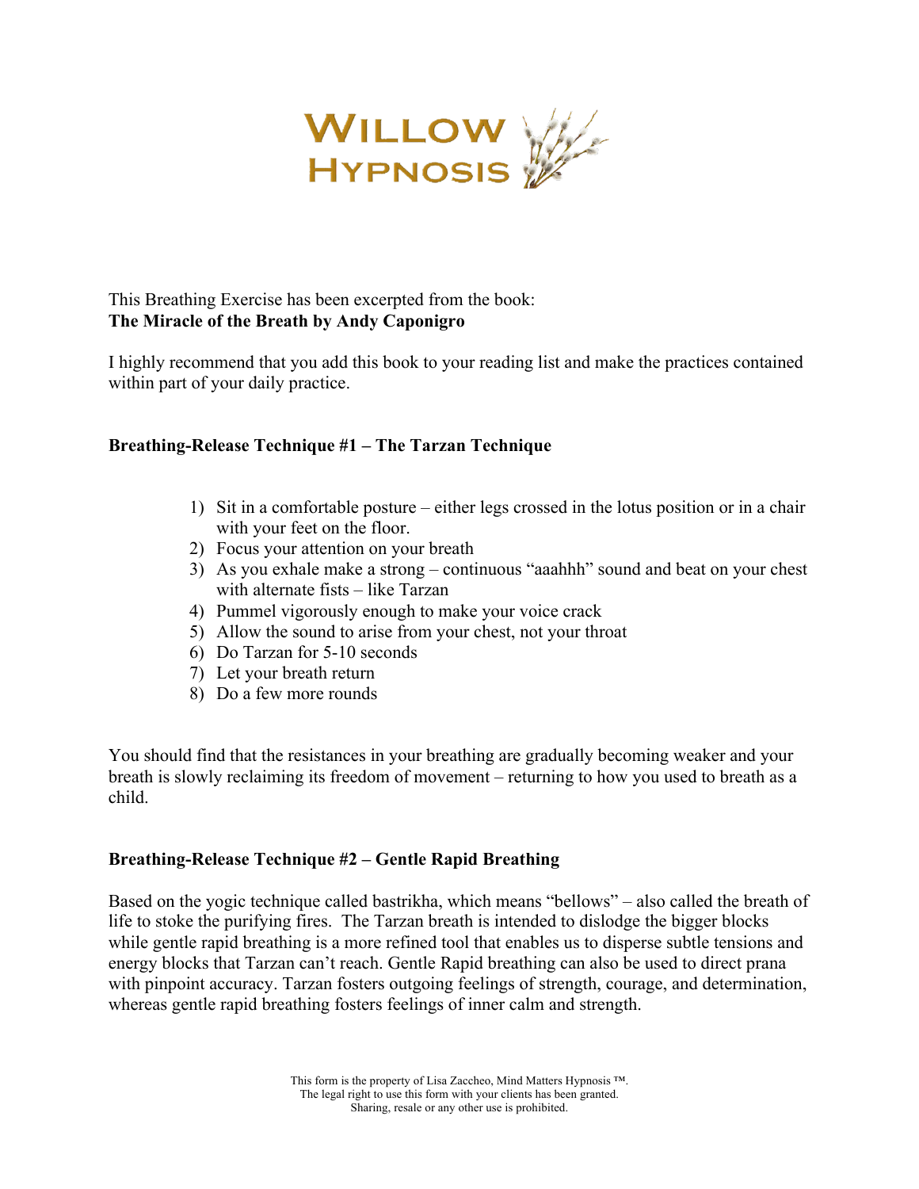# Willow Hypnosis

This Breathing Exercise has been excerpted from the book:
**The Miracle of the Breath by Andy Caponigro**

I highly recommend that you add this book to your reading list and make the practices contained within part of your daily practice.

**Breathing-Release Technique #1 – The Tarzan Technique**

1) Sit in a comfortable posture – either legs crossed in the lotus position or in a chair with your feet on the floor.
2) Focus your attention on your breath
3) As you exhale make a strong – continuous "aaahhh" sound and beat on your chest with alternate fists – like Tarzan
4) Pummel vigorously enough to make your voice crack
5) Allow the sound to arise from your chest, not your throat
6) Do Tarzan for 5-10 seconds
7) Let your breath return
8) Do a few more rounds

You should find that the resistances in your breathing are gradually becoming weaker and your breath is slowly reclaiming its freedom of movement – returning to how you used to breath as a child.

**Breathing-Release Technique #2 – Gentle Rapid Breathing**

Based on the yogic technique called bastrikha, which means "bellows" – also called the breath of life to stoke the purifying fires. The Tarzan breath is intended to dislodge the bigger blocks while gentle rapid breathing is a more refined tool that enables us to disperse subtle tensions and energy blocks that Tarzan can't reach. Gentle Rapid breathing can also be used to direct prana with pinpoint accuracy. Tarzan fosters outgoing feelings of strength, courage, and determination, whereas gentle rapid breathing fosters feelings of inner calm and strength.

This form is the property of Lisa Zaccheo, Mind Matters Hypnosis ™.
The legal right to use this form with your clients has been granted.
Sharing, resale or any other use is prohibited.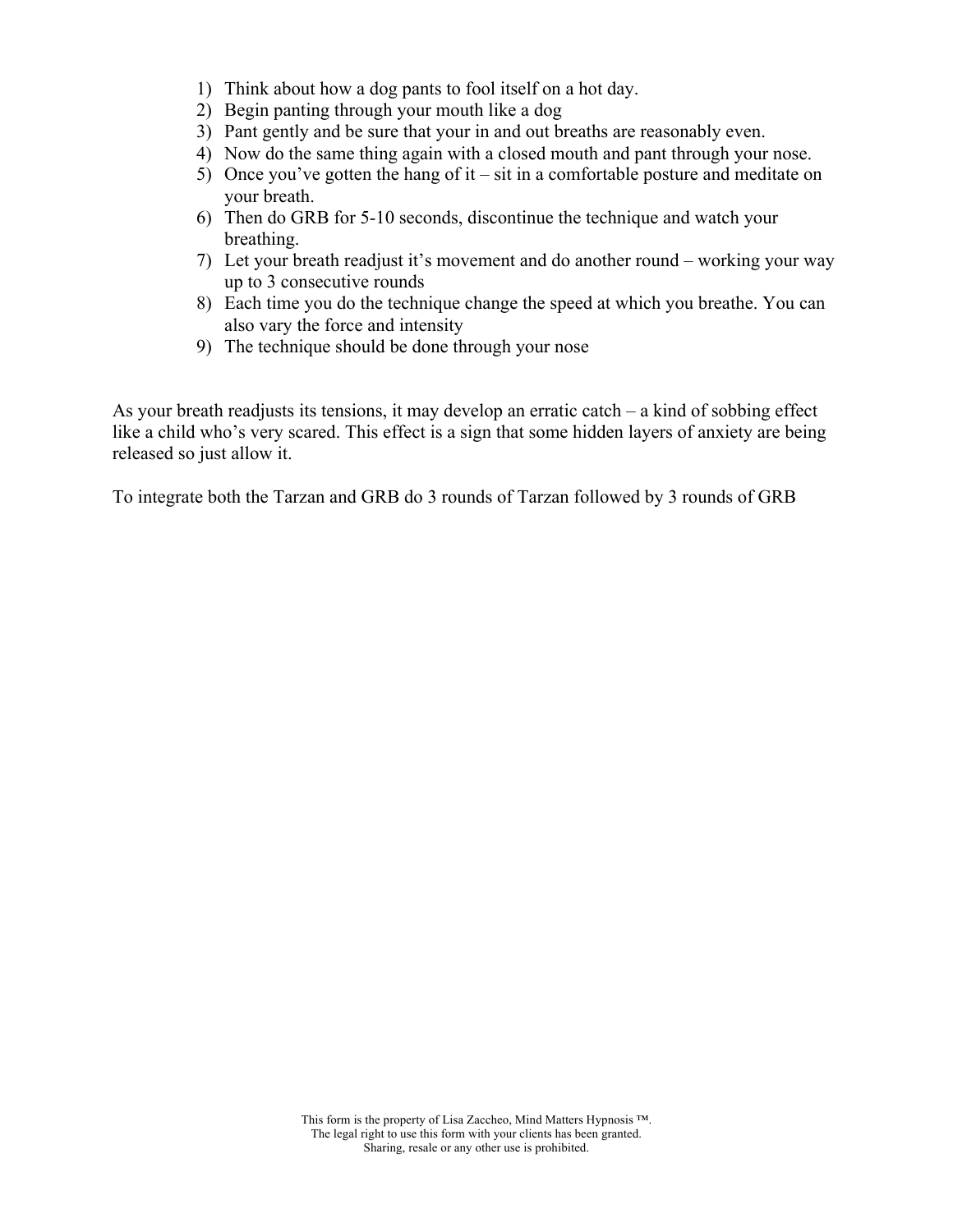1) Think about how a dog pants to fool itself on a hot day.
2) Begin panting through your mouth like a dog
3) Pant gently and be sure that your in and out breaths are reasonably even.
4) Now do the same thing again with a closed mouth and pant through your nose.
5) Once you've gotten the hang of it – sit in a comfortable posture and meditate on your breath.
6) Then do GRB for 5-10 seconds, discontinue the technique and watch your breathing.
7) Let your breath readjust it's movement and do another round – working your way up to 3 consecutive rounds
8) Each time you do the technique change the speed at which you breathe. You can also vary the force and intensity
9) The technique should be done through your nose

As your breath readjusts its tensions, it may develop an erratic catch – a kind of sobbing effect like a child who's very scared. This effect is a sign that some hidden layers of anxiety are being released so just allow it.

To integrate both the Tarzan and GRB do 3 rounds of Tarzan followed by 3 rounds of GRB

This form is the property of Lisa Zaccheo, Mind Matters Hypnosis ™.
The legal right to use this form with your clients has been granted.
Sharing, resale or any other use is prohibited.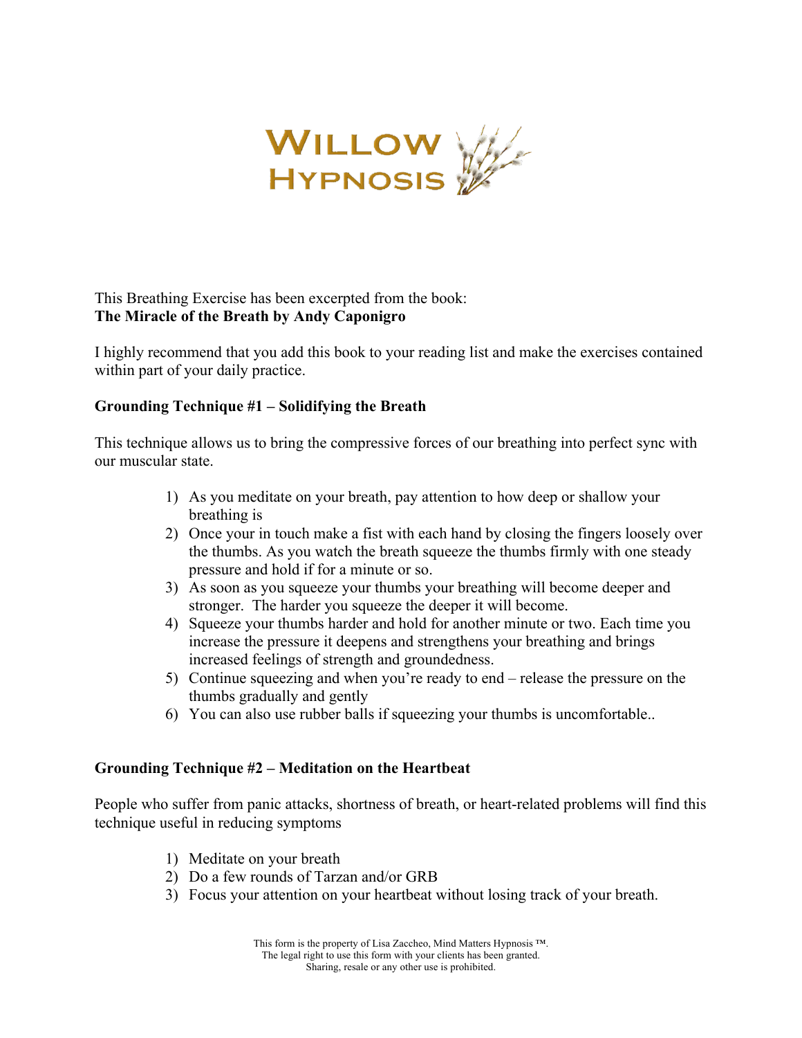# Willow Hypnosis

This Breathing Exercise has been excerpted from the book:
**The Miracle of the Breath by Andy Caponigro**

I highly recommend that you add this book to your reading list and make the exercises contained within part of your daily practice.

## Grounding Technique #1 – Solidifying the Breath

This technique allows us to bring the compressive forces of our breathing into perfect sync with our muscular state.

1) As you meditate on your breath, pay attention to how deep or shallow your breathing is
2) Once your in touch make a fist with each hand by closing the fingers loosely over the thumbs. As you watch the breath squeeze the thumbs firmly with one steady pressure and hold if for a minute or so.
3) As soon as you squeeze your thumbs your breathing will become deeper and stronger. The harder you squeeze the deeper it will become.
4) Squeeze your thumbs harder and hold for another minute or two. Each time you increase the pressure it deepens and strengthens your breathing and brings increased feelings of strength and groundedness.
5) Continue squeezing and when you're ready to end – release the pressure on the thumbs gradually and gently
6) You can also use rubber balls if squeezing your thumbs is uncomfortable..

## Grounding Technique #2 – Meditation on the Heartbeat

People who suffer from panic attacks, shortness of breath, or heart-related problems will find this technique useful in reducing symptoms

1) Meditate on your breath
2) Do a few rounds of Tarzan and/or GRB
3) Focus your attention on your heartbeat without losing track of your breath.

This form is the property of Lisa Zaccheo, Mind Matters Hypnosis ™.
The legal right to use this form with your clients has been granted.
Sharing, resale or any other use is prohibited.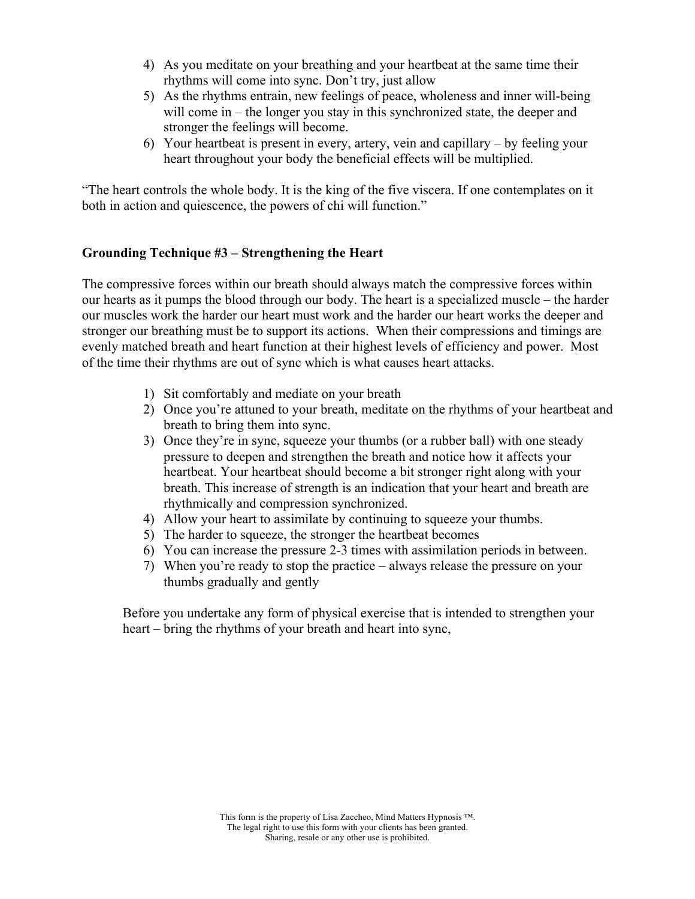4) As you meditate on your breathing and your heartbeat at the same time their rhythms will come into sync. Don't try, just allow
5) As the rhythms entrain, new feelings of peace, wholeness and inner will-being will come in – the longer you stay in this synchronized state, the deeper and stronger the feelings will become.
6) Your heartbeat is present in every, artery, vein and capillary – by feeling your heart throughout your body the beneficial effects will be multiplied.

"The heart controls the whole body. It is the king of the five viscera. If one contemplates on it both in action and quiescence, the powers of chi will function."

**Grounding Technique #3 – Strengthening the Heart**

The compressive forces within our breath should always match the compressive forces within our hearts as it pumps the blood through our body. The heart is a specialized muscle – the harder our muscles work the harder our heart must work and the harder our heart works the deeper and stronger our breathing must be to support its actions. When their compressions and timings are evenly matched breath and heart function at their highest levels of efficiency and power. Most of the time their rhythms are out of sync which is what causes heart attacks.

1) Sit comfortably and mediate on your breath
2) Once you're attuned to your breath, meditate on the rhythms of your heartbeat and breath to bring them into sync.
3) Once they're in sync, squeeze your thumbs (or a rubber ball) with one steady pressure to deepen and strengthen the breath and notice how it affects your heartbeat. Your heartbeat should become a bit stronger right along with your breath. This increase of strength is an indication that your heart and breath are rhythmically and compression synchronized.
4) Allow your heart to assimilate by continuing to squeeze your thumbs.
5) The harder to squeeze, the stronger the heartbeat becomes
6) You can increase the pressure 2-3 times with assimilation periods in between.
7) When you're ready to stop the practice – always release the pressure on your thumbs gradually and gently

Before you undertake any form of physical exercise that is intended to strengthen your heart – bring the rhythms of your breath and heart into sync,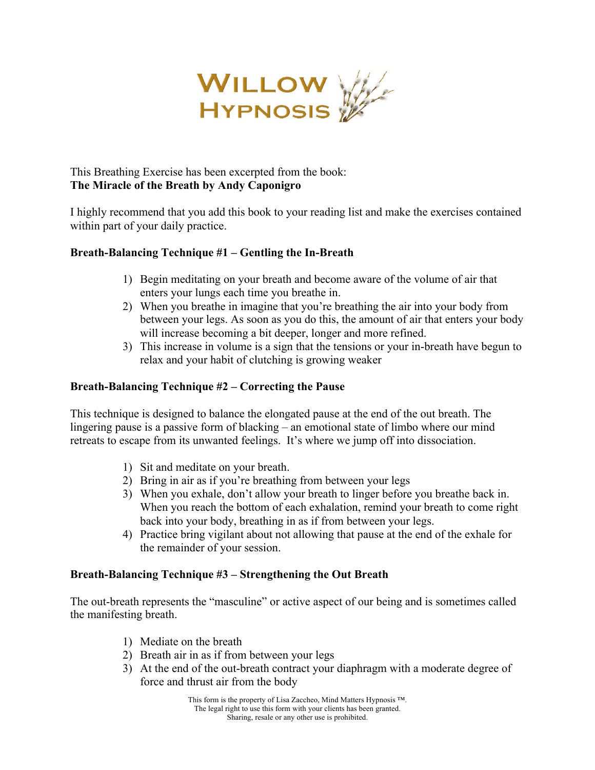WILLOW HYPNOSIS

This Breathing Exercise has been excerpted from the book:
**The Miracle of the Breath by Andy Caponigro**

I highly recommend that you add this book to your reading list and make the exercises contained within part of your daily practice.

**Breath-Balancing Technique #1 – Gentling the In-Breath**

1) Begin meditating on your breath and become aware of the volume of air that enters your lungs each time you breathe in.
2) When you breathe in imagine that you're breathing the air into your body from between your legs. As soon as you do this, the amount of air that enters your body will increase becoming a bit deeper, longer and more refined.
3) This increase in volume is a sign that the tensions or your in-breath have begun to relax and your habit of clutching is growing weaker

**Breath-Balancing Technique #2 – Correcting the Pause**

This technique is designed to balance the elongated pause at the end of the out breath. The lingering pause is a passive form of blacking – an emotional state of limbo where our mind retreats to escape from its unwanted feelings. It's where we jump off into dissociation.

1) Sit and meditate on your breath.
2) Bring in air as if you're breathing from between your legs
3) When you exhale, don't allow your breath to linger before you breathe back in. When you reach the bottom of each exhalation, remind your breath to come right back into your body, breathing in as if from between your legs.
4) Practice bring vigilant about not allowing that pause at the end of the exhale for the remainder of your session.

**Breath-Balancing Technique #3 – Strengthening the Out Breath**

The out-breath represents the "masculine" or active aspect of our being and is sometimes called the manifesting breath.

1) Mediate on the breath
2) Breath air in as if from between your legs
3) At the end of the out-breath contract your diaphragm with a moderate degree of force and thrust air from the body

This form is the property of Lisa Zaccheo, Mind Matters Hypnosis ™.
The legal right to use this form with your clients has been granted.
Sharing, resale or any other use is prohibited.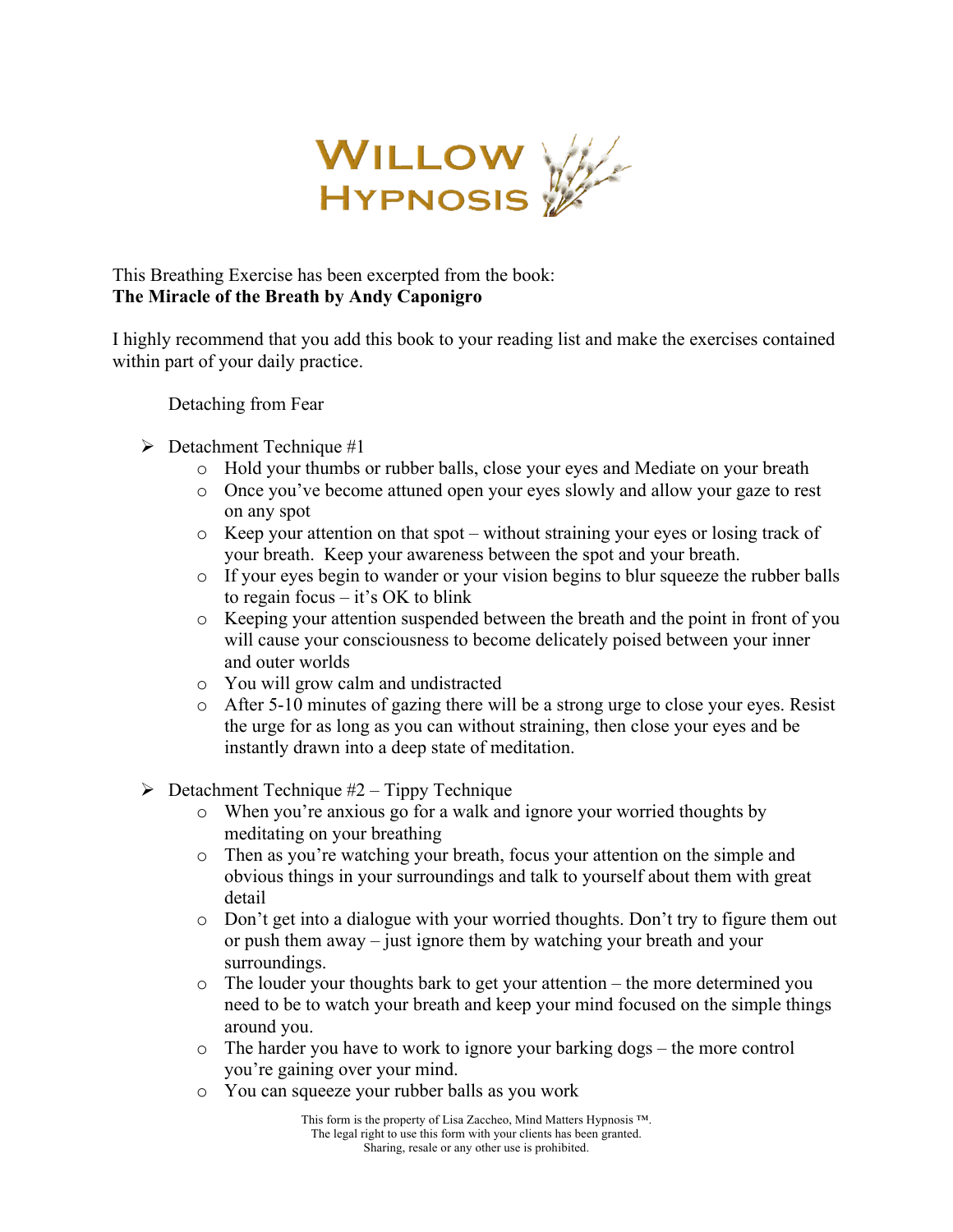This Breathing Exercise has been excerpted from the book:
**The Miracle of the Breath by Andy Caponigro**

I highly recommend that you add this book to your reading list and make the exercises contained within part of your daily practice.

Detaching from Fear

- Detachment Technique #1
  - Hold your thumbs or rubber balls, close your eyes and Mediate on your breath
  - Once you've become attuned open your eyes slowly and allow your gaze to rest on any spot
  - Keep your attention on that spot – without straining your eyes or losing track of your breath. Keep your awareness between the spot and your breath.
  - If your eyes begin to wander or your vision begins to blur squeeze the rubber balls to regain focus – it's OK to blink
  - Keeping your attention suspended between the breath and the point in front of you will cause your consciousness to become delicately poised between your inner and outer worlds
  - You will grow calm and undistracted
  - After 5-10 minutes of gazing there will be a strong urge to close your eyes. Resist the urge for as long as you can without straining, then close your eyes and be instantly drawn into a deep state of meditation.

- Detachment Technique #2 – Tippy Technique
  - When you're anxious go for a walk and ignore your worried thoughts by meditating on your breathing
  - Then as you're watching your breath, focus your attention on the simple and obvious things in your surroundings and talk to yourself about them with great detail
  - Don't get into a dialogue with your worried thoughts. Don't try to figure them out or push them away – just ignore them by watching your breath and your surroundings.
  - The louder your thoughts bark to get your attention – the more determined you need to be to watch your breath and keep your mind focused on the simple things around you.
  - The harder you have to work to ignore your barking dogs – the more control you're gaining over your mind.
  - You can squeeze your rubber balls as you work

This form is the property of Lisa Zaccheo, Mind Matters Hypnosis ™.
The legal right to use this form with your clients has been granted.
Sharing, resale or any other use is prohibited.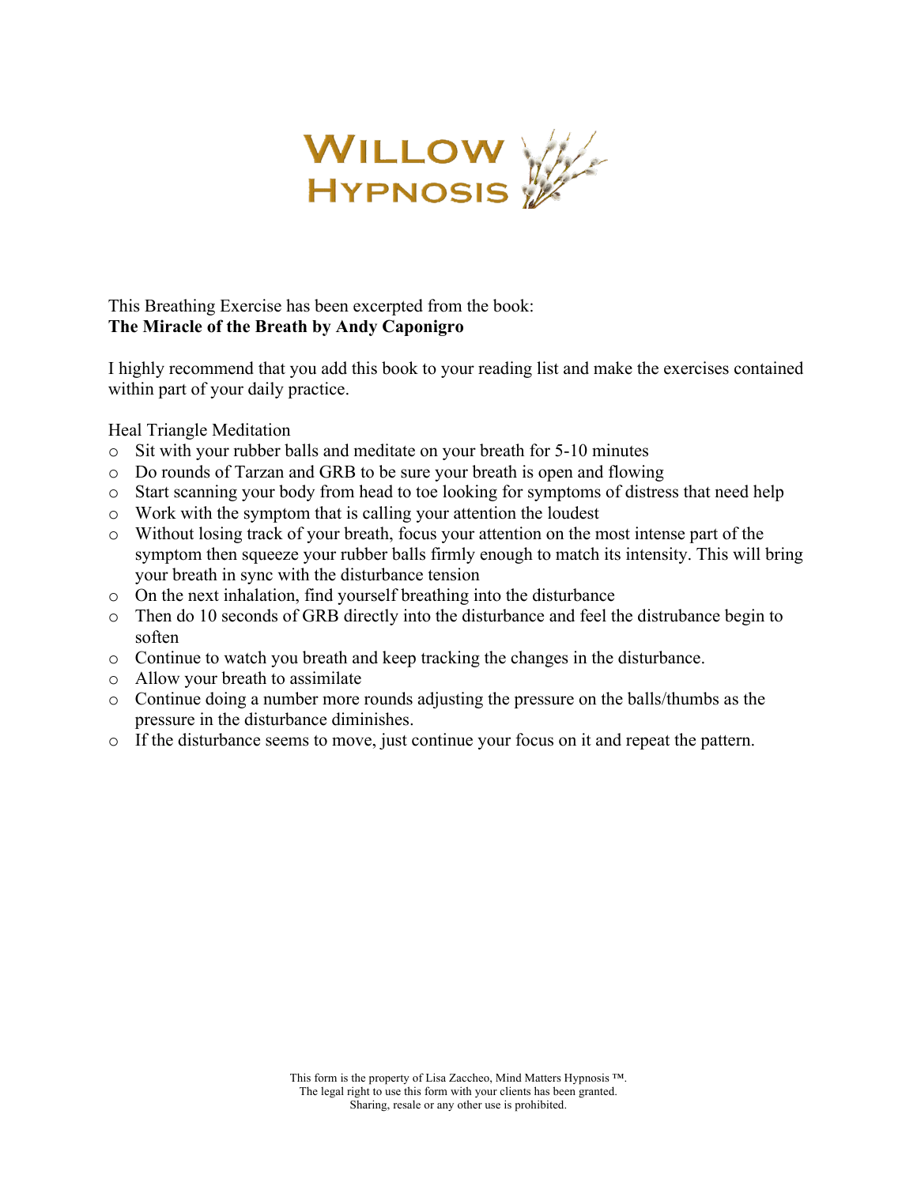WILLOW HYPNOSIS

This Breathing Exercise has been excerpted from the book:
**The Miracle of the Breath by Andy Caponigro**

I highly recommend that you add this book to your reading list and make the exercises contained within part of your daily practice.

Heal Triangle Meditation

- Sit with your rubber balls and meditate on your breath for 5-10 minutes
- Do rounds of Tarzan and GRB to be sure your breath is open and flowing
- Start scanning your body from head to toe looking for symptoms of distress that need help
- Work with the symptom that is calling your attention the loudest
- Without losing track of your breath, focus your attention on the most intense part of the symptom then squeeze your rubber balls firmly enough to match its intensity. This will bring your breath in sync with the disturbance tension
- On the next inhalation, find yourself breathing into the disturbance
- Then do 10 seconds of GRB directly into the disturbance and feel the distrubance begin to soften
- Continue to watch you breath and keep tracking the changes in the disturbance.
- Allow your breath to assimilate
- Continue doing a number more rounds adjusting the pressure on the balls/thumbs as the pressure in the disturbance diminishes.
- If the disturbance seems to move, just continue your focus on it and repeat the pattern.

This form is the property of Lisa Zaccheo, Mind Matters Hypnosis ™.
The legal right to use this form with your clients has been granted.
Sharing, resale or any other use is prohibited.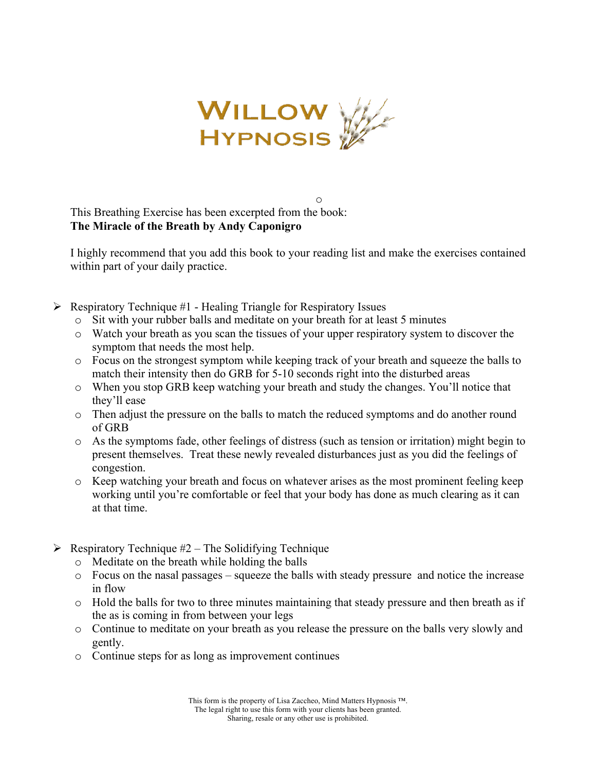This Breathing Exercise has been excerpted from the book:
**The Miracle of the Breath by Andy Caponigro**

I highly recommend that you add this book to your reading list and make the exercises contained within part of your daily practice.

- Respiratory Technique #1 - Healing Triangle for Respiratory Issues
  - Sit with your rubber balls and meditate on your breath for at least 5 minutes
  - Watch your breath as you scan the tissues of your upper respiratory system to discover the symptom that needs the most help.
  - Focus on the strongest symptom while keeping track of your breath and squeeze the balls to match their intensity then do GRB for 5-10 seconds right into the disturbed areas
  - When you stop GRB keep watching your breath and study the changes. You'll notice that they'll ease
  - Then adjust the pressure on the balls to match the reduced symptoms and do another round of GRB
  - As the symptoms fade, other feelings of distress (such as tension or irritation) might begin to present themselves. Treat these newly revealed disturbances just as you did the feelings of congestion.
  - Keep watching your breath and focus on whatever arises as the most prominent feeling keep working until you're comfortable or feel that your body has done as much clearing as it can at that time.

- Respiratory Technique #2 – The Solidifying Technique
  - Meditate on the breath while holding the balls
  - Focus on the nasal passages – squeeze the balls with steady pressure and notice the increase in flow
  - Hold the balls for two to three minutes maintaining that steady pressure and then breath as if the as is coming in from between your legs
  - Continue to meditate on your breath as you release the pressure on the balls very slowly and gently.
  - Continue steps for as long as improvement continues

This form is the property of Lisa Zaccheo, Mind Matters Hypnosis ™.
The legal right to use this form with your clients has been granted.
Sharing, resale or any other use is prohibited.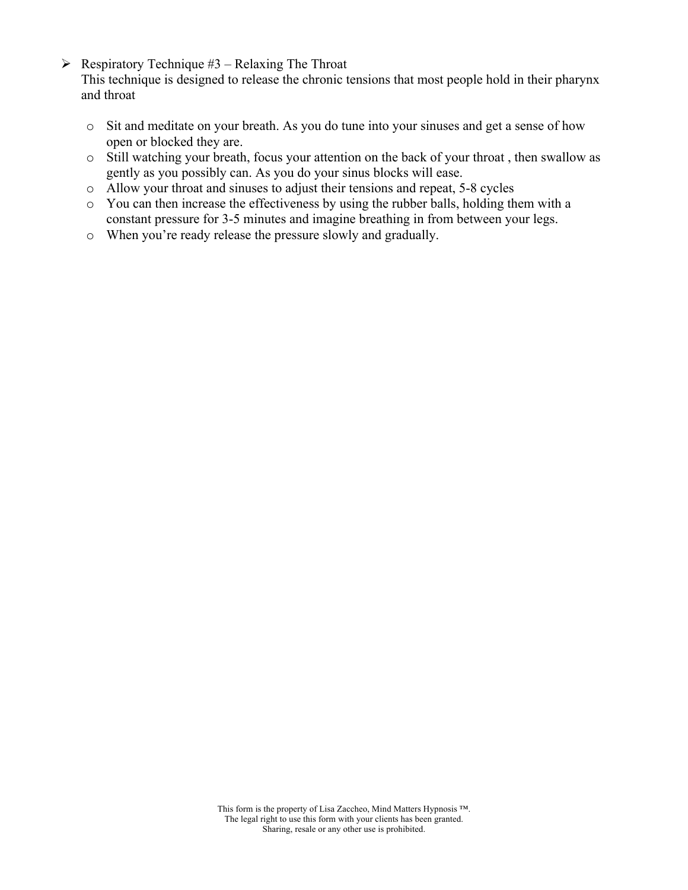- Respiratory Technique #3 – Relaxing The Throat
  This technique is designed to release the chronic tensions that most people hold in their pharynx and throat

  - Sit and meditate on your breath. As you do tune into your sinuses and get a sense of how open or blocked they are.
  - Still watching your breath, focus your attention on the back of your throat , then swallow as gently as you possibly can. As you do your sinus blocks will ease.
  - Allow your throat and sinuses to adjust their tensions and repeat, 5-8 cycles
  - You can then increase the effectiveness by using the rubber balls, holding them with a constant pressure for 3-5 minutes and imagine breathing in from between your legs.
  - When you're ready release the pressure slowly and gradually.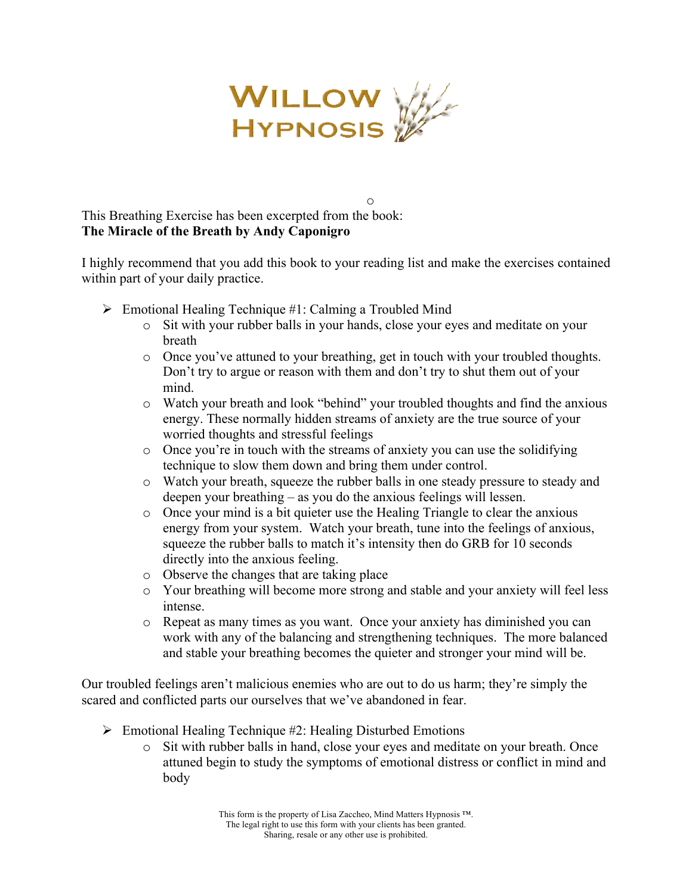This Breathing Exercise has been excerpted from the book:
**The Miracle of the Breath by Andy Caponigro**

I highly recommend that you add this book to your reading list and make the exercises contained within part of your daily practice.

- Emotional Healing Technique #1: Calming a Troubled Mind
  - Sit with your rubber balls in your hands, close your eyes and meditate on your breath
  - Once you've attuned to your breathing, get in touch with your troubled thoughts. Don't try to argue or reason with them and don't try to shut them out of your mind.
  - Watch your breath and look "behind" your troubled thoughts and find the anxious energy. These normally hidden streams of anxiety are the true source of your worried thoughts and stressful feelings
  - Once you're in touch with the streams of anxiety you can use the solidifying technique to slow them down and bring them under control.
  - Watch your breath, squeeze the rubber balls in one steady pressure to steady and deepen your breathing – as you do the anxious feelings will lessen.
  - Once your mind is a bit quieter use the Healing Triangle to clear the anxious energy from your system. Watch your breath, tune into the feelings of anxious, squeeze the rubber balls to match it's intensity then do GRB for 10 seconds directly into the anxious feeling.
  - Observe the changes that are taking place
  - Your breathing will become more strong and stable and your anxiety will feel less intense.
  - Repeat as many times as you want. Once your anxiety has diminished you can work with any of the balancing and strengthening techniques. The more balanced and stable your breathing becomes the quieter and stronger your mind will be.

Our troubled feelings aren't malicious enemies who are out to do us harm; they're simply the scared and conflicted parts our ourselves that we've abandoned in fear.

- Emotional Healing Technique #2: Healing Disturbed Emotions
  - Sit with rubber balls in hand, close your eyes and meditate on your breath. Once attuned begin to study the symptoms of emotional distress or conflict in mind and body

This form is the property of Lisa Zaccheo, Mind Matters Hypnosis ™.
The legal right to use this form with your clients has been granted.
Sharing, resale or any other use is prohibited.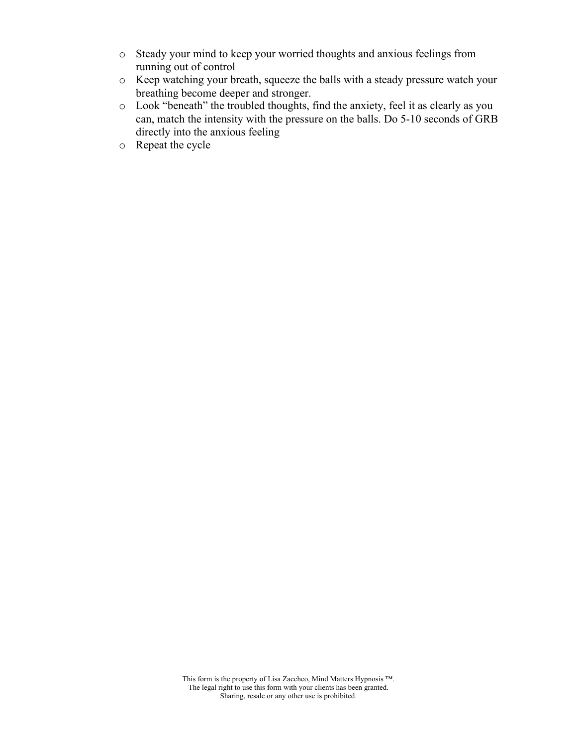- Steady your mind to keep your worried thoughts and anxious feelings from running out of control
- Keep watching your breath, squeeze the balls with a steady pressure watch your breathing become deeper and stronger.
- Look "beneath" the troubled thoughts, find the anxiety, feel it as clearly as you can, match the intensity with the pressure on the balls. Do 5-10 seconds of GRB directly into the anxious feeling
- Repeat the cycle

This form is the property of Lisa Zaccheo, Mind Matters Hypnosis ™.
The legal right to use this form with your clients has been granted.
Sharing, resale or any other use is prohibited.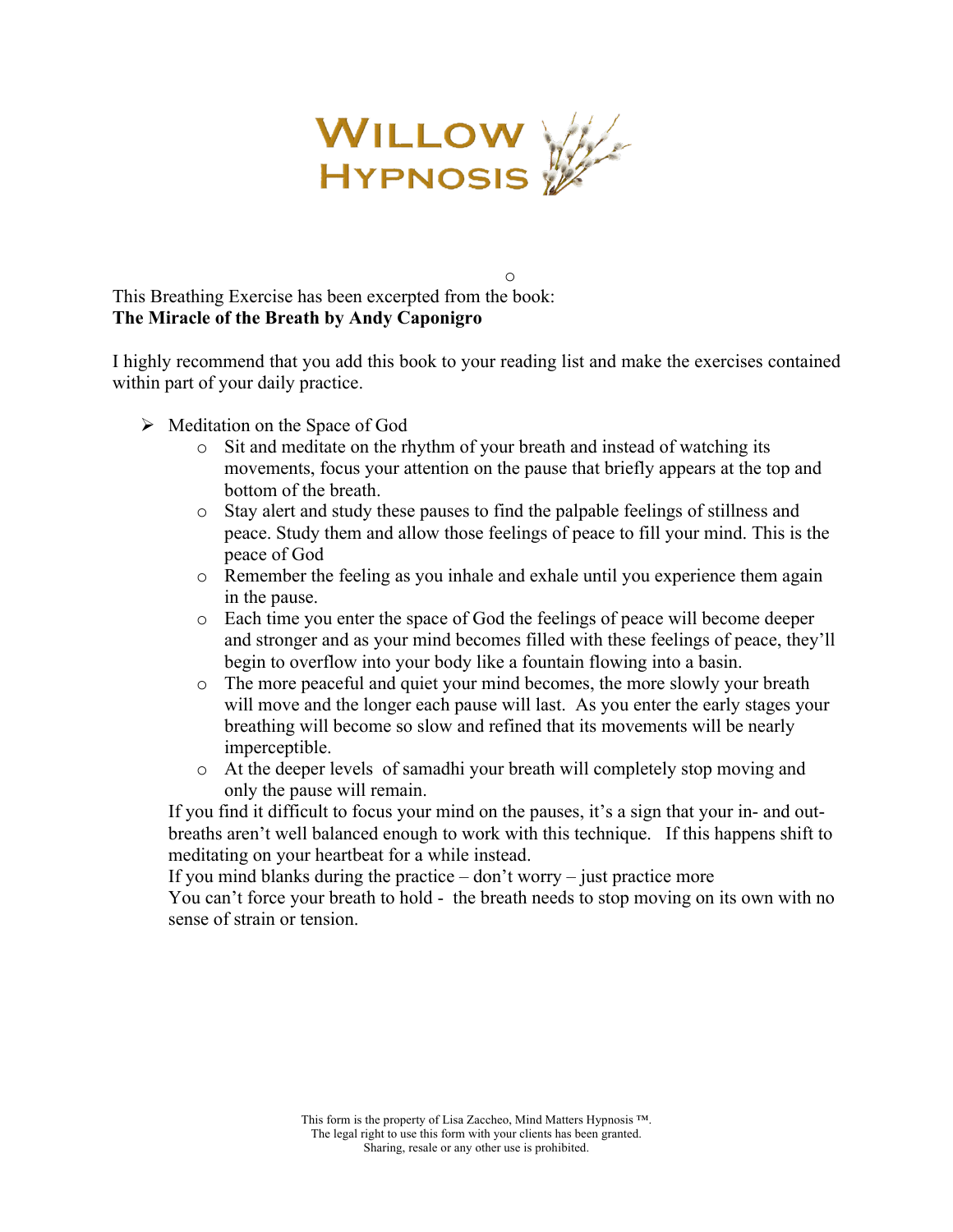# Willow Hypnosis

o

This Breathing Exercise has been excerpted from the book:
**The Miracle of the Breath by Andy Caponigro**

I highly recommend that you add this book to your reading list and make the exercises contained within part of your daily practice.

- Meditation on the Space of God
  - Sit and meditate on the rhythm of your breath and instead of watching its movements, focus your attention on the pause that briefly appears at the top and bottom of the breath.
  - Stay alert and study these pauses to find the palpable feelings of stillness and peace. Study them and allow those feelings of peace to fill your mind. This is the peace of God
  - Remember the feeling as you inhale and exhale until you experience them again in the pause.
  - Each time you enter the space of God the feelings of peace will become deeper and stronger and as your mind becomes filled with these feelings of peace, they'll begin to overflow into your body like a fountain flowing into a basin.
  - The more peaceful and quiet your mind becomes, the more slowly your breath will move and the longer each pause will last. As you enter the early stages your breathing will become so slow and refined that its movements will be nearly imperceptible.
  - At the deeper levels of samadhi your breath will completely stop moving and only the pause will remain.

  If you find it difficult to focus your mind on the pauses, it's a sign that your in- and out-breaths aren't well balanced enough to work with this technique. If this happens shift to meditating on your heartbeat for a while instead.

  If you mind blanks during the practice – don't worry – just practice more

  You can't force your breath to hold - the breath needs to stop moving on its own with no sense of strain or tension.

This form is the property of Lisa Zaccheo, Mind Matters Hypnosis ™.
The legal right to use this form with your clients has been granted.
Sharing, resale or any other use is prohibited.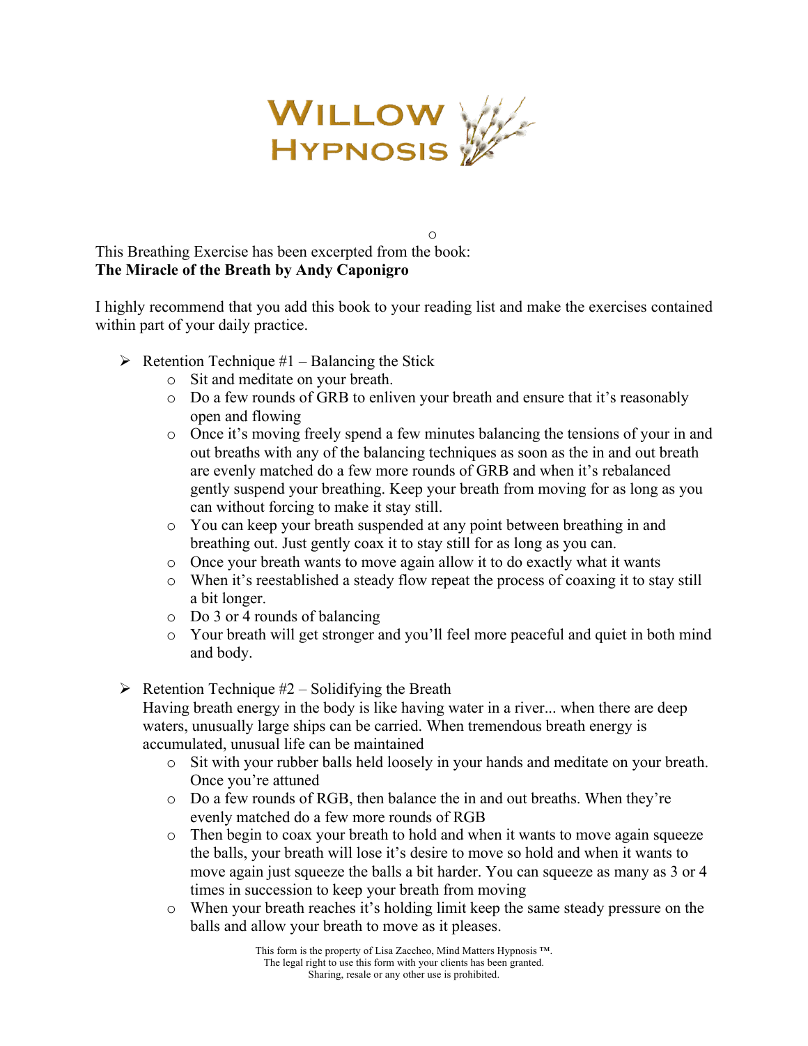This Breathing Exercise has been excerpted from the book:
**The Miracle of the Breath by Andy Caponigro**

I highly recommend that you add this book to your reading list and make the exercises contained within part of your daily practice.

- Retention Technique #1 – Balancing the Stick
  - Sit and meditate on your breath.
  - Do a few rounds of GRB to enliven your breath and ensure that it's reasonably open and flowing
  - Once it's moving freely spend a few minutes balancing the tensions of your in and out breaths with any of the balancing techniques as soon as the in and out breath are evenly matched do a few more rounds of GRB and when it's rebalanced gently suspend your breathing. Keep your breath from moving for as long as you can without forcing to make it stay still.
  - You can keep your breath suspended at any point between breathing in and breathing out. Just gently coax it to stay still for as long as you can.
  - Once your breath wants to move again allow it to do exactly what it wants
  - When it's reestablished a steady flow repeat the process of coaxing it to stay still a bit longer.
  - Do 3 or 4 rounds of balancing
  - Your breath will get stronger and you'll feel more peaceful and quiet in both mind and body.

- Retention Technique #2 – Solidifying the Breath
  Having breath energy in the body is like having water in a river... when there are deep waters, unusually large ships can be carried. When tremendous breath energy is accumulated, unusual life can be maintained
  - Sit with your rubber balls held loosely in your hands and meditate on your breath. Once you're attuned
  - Do a few rounds of RGB, then balance the in and out breaths. When they're evenly matched do a few more rounds of RGB
  - Then begin to coax your breath to hold and when it wants to move again squeeze the balls, your breath will lose it's desire to move so hold and when it wants to move again just squeeze the balls a bit harder. You can squeeze as many as 3 or 4 times in succession to keep your breath from moving
  - When your breath reaches it's holding limit keep the same steady pressure on the balls and allow your breath to move as it pleases.

This form is the property of Lisa Zaccheo, Mind Matters Hypnosis ™.
The legal right to use this form with your clients has been granted.
Sharing, resale or any other use is prohibited.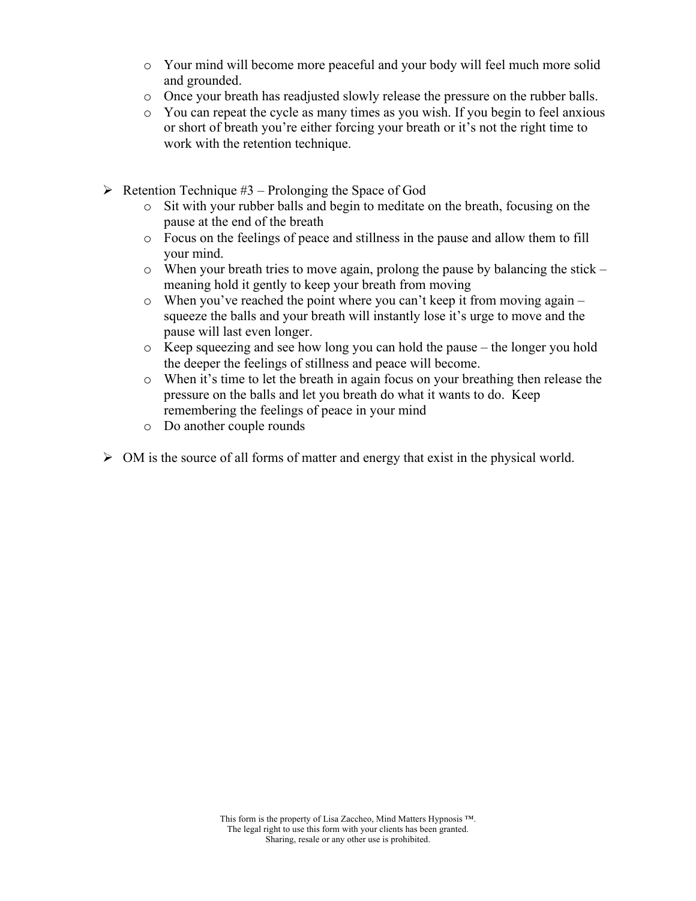- Your mind will become more peaceful and your body will feel much more solid and grounded.
- Once your breath has readjusted slowly release the pressure on the rubber balls.
- You can repeat the cycle as many times as you wish. If you begin to feel anxious or short of breath you're either forcing your breath or it's not the right time to work with the retention technique.

- Retention Technique #3 – Prolonging the Space of God
  - Sit with your rubber balls and begin to meditate on the breath, focusing on the pause at the end of the breath
  - Focus on the feelings of peace and stillness in the pause and allow them to fill your mind.
  - When your breath tries to move again, prolong the pause by balancing the stick – meaning hold it gently to keep your breath from moving
  - When you've reached the point where you can't keep it from moving again – squeeze the balls and your breath will instantly lose it's urge to move and the pause will last even longer.
  - Keep squeezing and see how long you can hold the pause – the longer you hold the deeper the feelings of stillness and peace will become.
  - When it's time to let the breath in again focus on your breathing then release the pressure on the balls and let you breath do what it wants to do. Keep remembering the feelings of peace in your mind
  - Do another couple rounds

- OM is the source of all forms of matter and energy that exist in the physical world.

This form is the property of Lisa Zaccheo, Mind Matters Hypnosis ™.
The legal right to use this form with your clients has been granted.
Sharing, resale or any other use is prohibited.